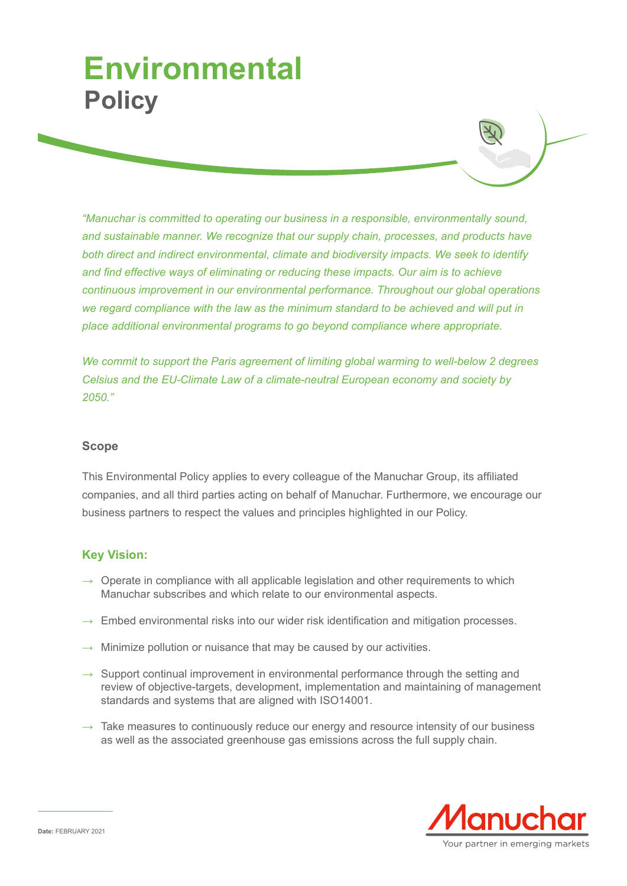# Environmental
## Policy

*"Manuchar is committed to operating our business in a responsible, environmentally sound, and sustainable manner. We recognize that our supply chain, processes, and products have both direct and indirect environmental, climate and biodiversity impacts. We seek to identify and find effective ways of eliminating or reducing these impacts. Our aim is to achieve continuous improvement in our environmental performance. Throughout our global operations we regard compliance with the law as the minimum standard to be achieved and will put in place additional environmental programs to go beyond compliance where appropriate.*

*We commit to support the Paris agreement of limiting global warming to well-below 2 degrees Celsius and the EU-Climate Law of a climate-neutral European economy and society by 2050."*

### Scope

This Environmental Policy applies to every colleague of the Manuchar Group, its affiliated companies, and all third parties acting on behalf of Manuchar. Furthermore, we encourage our business partners to respect the values and principles highlighted in our Policy.

### Key Vision:

→ Operate in compliance with all applicable legislation and other requirements to which Manuchar subscribes and which relate to our environmental aspects.

→ Embed environmental risks into our wider risk identification and mitigation processes.

→ Minimize pollution or nuisance that may be caused by our activities.

→ Support continual improvement in environmental performance through the setting and review of objective-targets, development, implementation and maintaining of management standards and systems that are aligned with ISO14001.

→ Take measures to continuously reduce our energy and resource intensity of our business as well as the associated greenhouse gas emissions across the full supply chain.

**Date:** FEBRUARY 2021

Manuchar
Your partner in emerging markets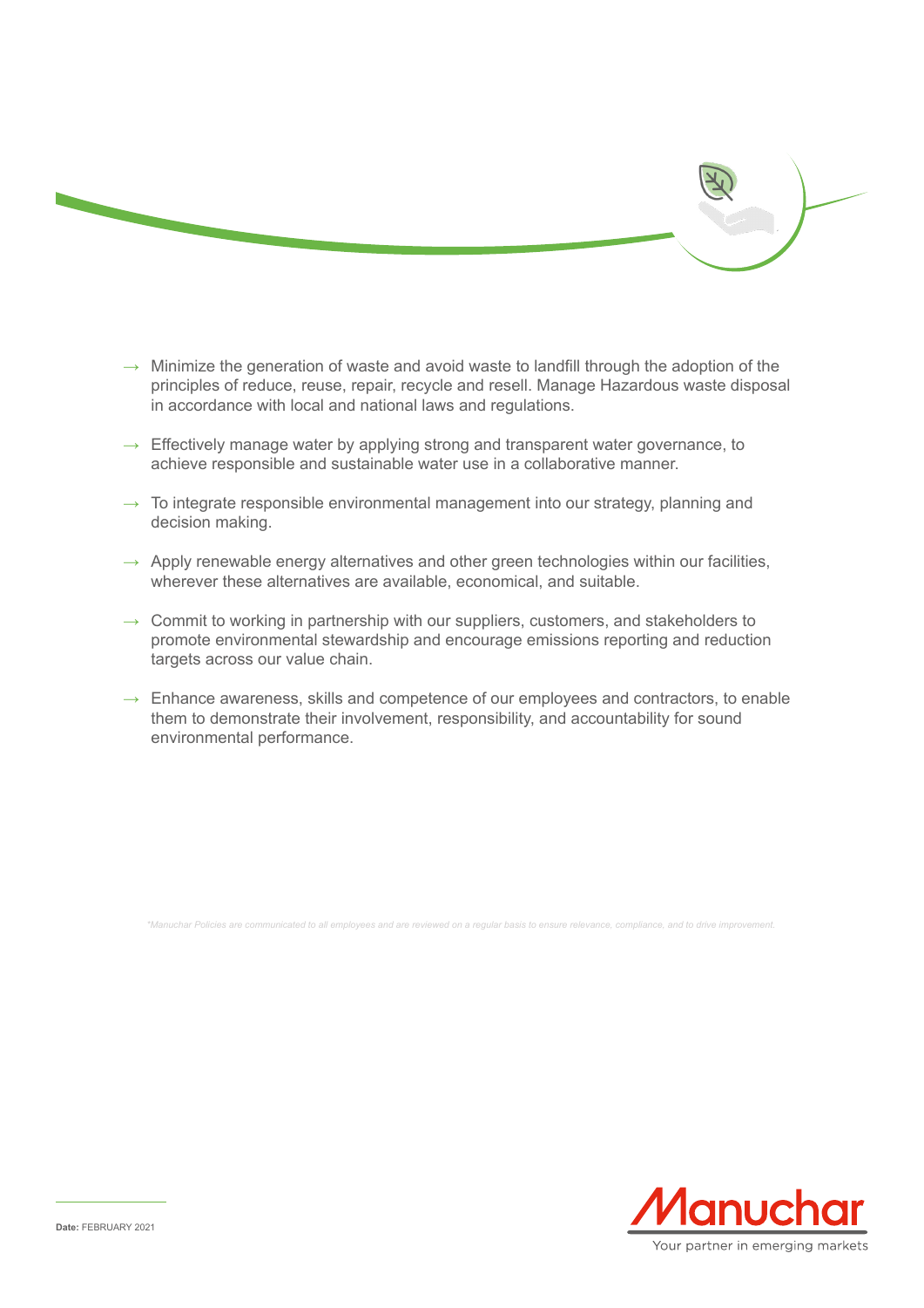- Minimize the generation of waste and avoid waste to landfill through the adoption of the principles of reduce, reuse, repair, recycle and resell. Manage Hazardous waste disposal in accordance with local and national laws and regulations.

- Effectively manage water by applying strong and transparent water governance, to achieve responsible and sustainable water use in a collaborative manner.

- To integrate responsible environmental management into our strategy, planning and decision making.

- Apply renewable energy alternatives and other green technologies within our facilities, wherever these alternatives are available, economical, and suitable.

- Commit to working in partnership with our suppliers, customers, and stakeholders to promote environmental stewardship and encourage emissions reporting and reduction targets across our value chain.

- Enhance awareness, skills and competence of our employees and contractors, to enable them to demonstrate their involvement, responsibility, and accountability for sound environmental performance.

*\*Manuchar Policies are communicated to all employees and are reviewed on a regular basis to ensure relevance, compliance, and to drive improvement.*

**Date:** FEBRUARY 2021

Manuchar

Your partner in emerging markets